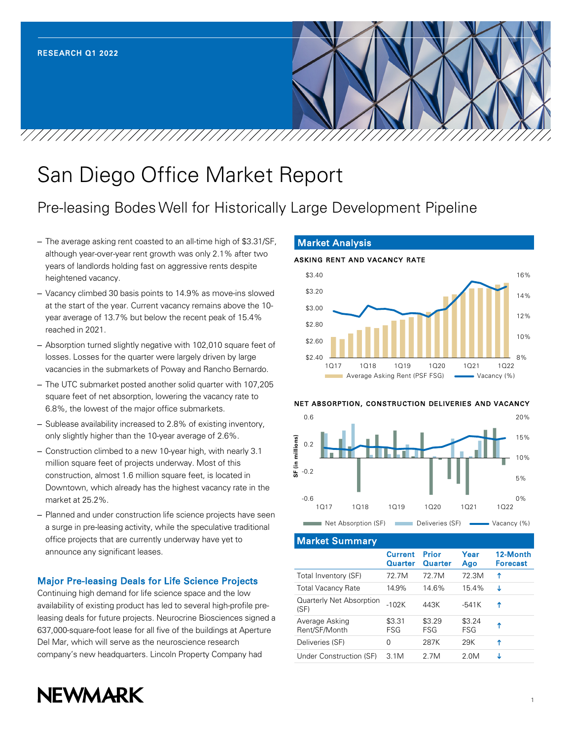RESEARCH Q1 2022

# San Diego Office Market Report

## Pre-leasing Bodes Well for Historically Large Development Pipeline

- The average asking rent coasted to an all-time high of $3.31/SF, although year-over-year rent growth was only 2.1% after two years of landlords holding fast on aggressive rents despite heightened vacancy.
- Vacancy climbed 30 basis points to 14.9% as move-ins slowed at the start of the year. Current vacancy remains above the 10-year average of 13.7% but below the recent peak of 15.4% reached in 2021.
- Absorption turned slightly negative with 102,010 square feet of losses. Losses for the quarter were largely driven by large vacancies in the submarkets of Poway and Rancho Bernardo.
- The UTC submarket posted another solid quarter with 107,205 square feet of net absorption, lowering the vacancy rate to 6.8%, the lowest of the major office submarkets.
- Sublease availability increased to 2.8% of existing inventory, only slightly higher than the 10-year average of 2.6%.
- Construction climbed to a new 10-year high, with nearly 3.1 million square feet of projects underway. Most of this construction, almost 1.6 million square feet, is located in Downtown, which already has the highest vacancy rate in the market at 25.2%.
- Planned and under construction life science projects have seen a surge in pre-leasing activity, while the speculative traditional office projects that are currently underway have yet to announce any significant leases.

### Major Pre-leasing Deals for Life Science Projects

Continuing high demand for life science space and the low availability of existing product has led to several high-profile pre-leasing deals for future projects. Neurocrine Biosciences signed a 637,000-square-foot lease for all five of the buildings at Aperture Del Mar, which will serve as the neuroscience research company's new headquarters. Lincoln Property Company had

## Market Analysis

**ASKING RENT AND VACANCY RATE**

Average Asking Rent (PSF FSG) | Vacancy (%)

**NET ABSORPTION, CONSTRUCTION DELIVERIES AND VACANCY**

Net Absorption (SF) | Deliveries (SF) | Vacancy (%)

## Market Summary

| | Current Quarter | Prior Quarter | Year Ago | 12-Month Forecast |
|---|---|---|---|---|
| Total Inventory (SF) | 72.7M | 72.7M | 72.3M | ↑ |
| Total Vacancy Rate | 14.9% | 14.6% | 15.4% | ↓ |
| Quarterly Net Absorption (SF) | -102K | 443K | -541K | ↑ |
| Average Asking Rent/SF/Month | $3.31 FSG | $3.29 FSG | $3.24 FSG | ↑ |
| Deliveries (SF) | 0 | 287K | 29K | ↑ |
| Under Construction (SF) | 3.1M | 2.7M | 2.0M | ↓ |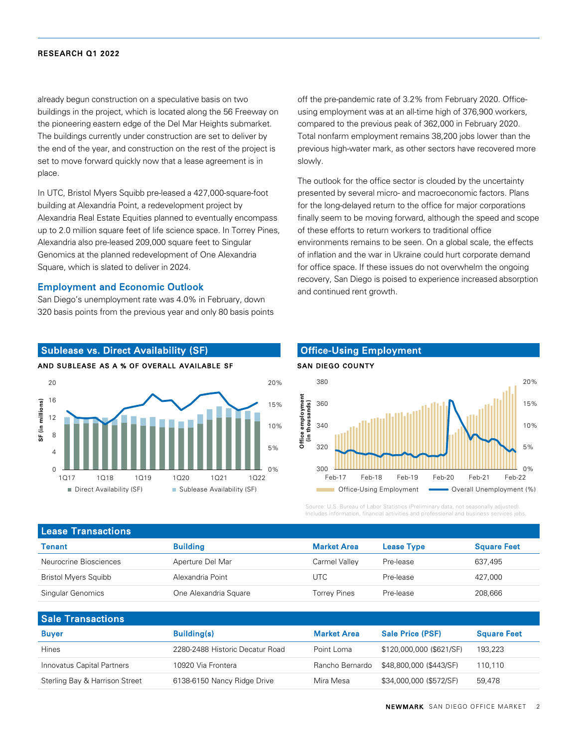already begun construction on a speculative basis on two buildings in the project, which is located along the 56 Freeway on the pioneering eastern edge of the Del Mar Heights submarket. The buildings currently under construction are set to deliver by the end of the year, and construction on the rest of the project is set to move forward quickly now that a lease agreement is in place.

In UTC, Bristol Myers Squibb pre-leased a 427,000-square-foot building at Alexandria Point, a redevelopment project by Alexandria Real Estate Equities planned to eventually encompass up to 2.0 million square feet of life science space. In Torrey Pines, Alexandria also pre-leased 209,000 square feet to Singular Genomics at the planned redevelopment of One Alexandria Square, which is slated to deliver in 2024.

## Employment and Economic Outlook

San Diego's unemployment rate was 4.0% in February, down 320 basis points from the previous year and only 80 basis points off the pre-pandemic rate of 3.2% from February 2020. Office-using employment was at an all-time high of 376,900 workers, compared to the previous peak of 362,000 in February 2020. Total nonfarm employment remains 38,200 jobs lower than the previous high-water mark, as other sectors have recovered more slowly.

The outlook for the office sector is clouded by the uncertainty presented by several micro- and macroeconomic factors. Plans for the long-delayed return to the office for major corporations finally seem to be moving forward, although the speed and scope of these efforts to return workers to traditional office environments remains to be seen. On a global scale, the effects of inflation and the war in Ukraine could hurt corporate demand for office space. If these issues do not overwhelm the ongoing recovery, San Diego is poised to experience increased absorption and continued rent growth.

### Sublease vs. Direct Availability (SF)

**AND SUBLEASE AS A % OF OVERALL AVAILABLE SF**

Direct Availability (SF) | Sublease Availability (SF)

### Office-Using Employment

**SAN DIEGO COUNTY**

Office-Using Employment | Overall Unemployment (%)

Source: U.S. Bureau of Labor Statistics (Preliminary data, not seasonally adjusted). Includes information, financial activities and professional and business services jobs.

### Lease Transactions

| Tenant | Building | Market Area | Lease Type | Square Feet |
|---|---|---|---|---|
| Neurocrine Biosciences | Aperture Del Mar | Carmel Valley | Pre-lease | 637,495 |
| Bristol Myers Squibb | Alexandria Point | UTC | Pre-lease | 427,000 |
| Singular Genomics | One Alexandria Square | Torrey Pines | Pre-lease | 208,666 |

### Sale Transactions

| Buyer | Building(s) | Market Area | Sale Price (PSF) | Square Feet |
|---|---|---|---|---|
| Hines | 2280-2488 Historic Decatur Road | Point Loma | $120,000,000 ($621/SF) | 193,223 |
| Innovatus Capital Partners | 10920 Via Frontera | Rancho Bernardo | $48,800,000 ($443/SF) | 110,110 |
| Sterling Bay & Harrison Street | 6138-6150 Nancy Ridge Drive | Mira Mesa | $34,000,000 ($572/SF) | 59,478 |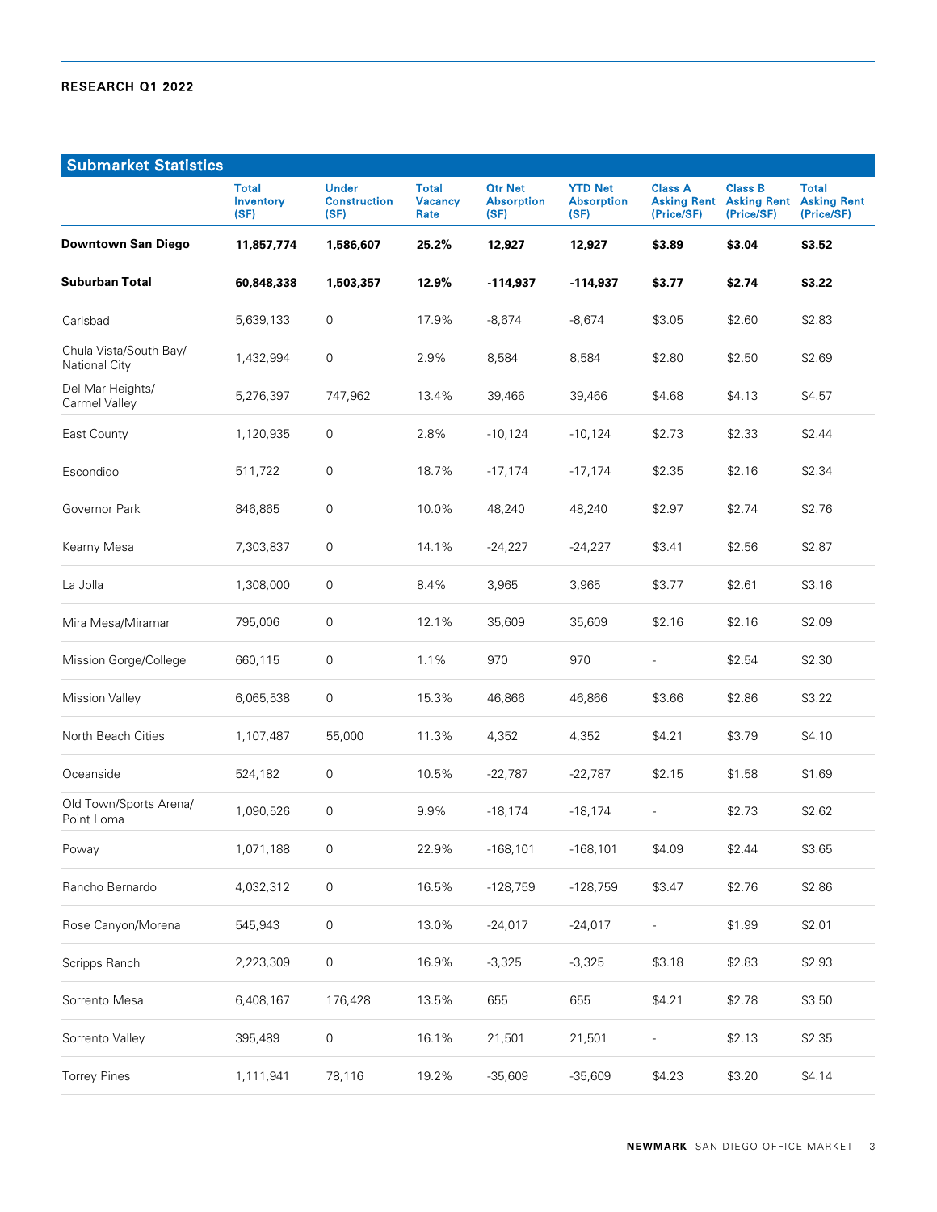## Submarket Statistics

| | Total Inventory (SF) | Under Construction (SF) | Total Vacancy Rate | Qtr Net Absorption (SF) | YTD Net Absorption (SF) | Class A Asking Rent (Price/SF) | Class B Asking Rent (Price/SF) | Total Asking Rent (Price/SF) |
|---|---|---|---|---|---|---|---|---|
| **Downtown San Diego** | **11,857,774** | **1,586,607** | **25.2%** | **12,927** | **12,927** | **$3.89** | **$3.04** | **$3.52** |
| **Suburban Total** | **60,848,338** | **1,503,357** | **12.9%** | **-114,937** | **-114,937** | **$3.77** | **$2.74** | **$3.22** |
| Carlsbad | 5,639,133 | 0 | 17.9% | -8,674 | -8,674 | $3.05 | $2.60 | $2.83 |
| Chula Vista/South Bay/ National City | 1,432,994 | 0 | 2.9% | 8,584 | 8,584 | $2.80 | $2.50 | $2.69 |
| Del Mar Heights/ Carmel Valley | 5,276,397 | 747,962 | 13.4% | 39,466 | 39,466 | $4.68 | $4.13 | $4.57 |
| East County | 1,120,935 | 0 | 2.8% | -10,124 | -10,124 | $2.73 | $2.33 | $2.44 |
| Escondido | 511,722 | 0 | 18.7% | -17,174 | -17,174 | $2.35 | $2.16 | $2.34 |
| Governor Park | 846,865 | 0 | 10.0% | 48,240 | 48,240 | $2.97 | $2.74 | $2.76 |
| Kearny Mesa | 7,303,837 | 0 | 14.1% | -24,227 | -24,227 | $3.41 | $2.56 | $2.87 |
| La Jolla | 1,308,000 | 0 | 8.4% | 3,965 | 3,965 | $3.77 | $2.61 | $3.16 |
| Mira Mesa/Miramar | 795,006 | 0 | 12.1% | 35,609 | 35,609 | $2.16 | $2.16 | $2.09 |
| Mission Gorge/College | 660,115 | 0 | 1.1% | 970 | 970 | - | $2.54 | $2.30 |
| Mission Valley | 6,065,538 | 0 | 15.3% | 46,866 | 46,866 | $3.66 | $2.86 | $3.22 |
| North Beach Cities | 1,107,487 | 55,000 | 11.3% | 4,352 | 4,352 | $4.21 | $3.79 | $4.10 |
| Oceanside | 524,182 | 0 | 10.5% | -22,787 | -22,787 | $2.15 | $1.58 | $1.69 |
| Old Town/Sports Arena/ Point Loma | 1,090,526 | 0 | 9.9% | -18,174 | -18,174 | - | $2.73 | $2.62 |
| Poway | 1,071,188 | 0 | 22.9% | -168,101 | -168,101 | $4.09 | $2.44 | $3.65 |
| Rancho Bernardo | 4,032,312 | 0 | 16.5% | -128,759 | -128,759 | $3.47 | $2.76 | $2.86 |
| Rose Canyon/Morena | 545,943 | 0 | 13.0% | -24,017 | -24,017 | - | $1.99 | $2.01 |
| Scripps Ranch | 2,223,309 | 0 | 16.9% | -3,325 | -3,325 | $3.18 | $2.83 | $2.93 |
| Sorrento Mesa | 6,408,167 | 176,428 | 13.5% | 655 | 655 | $4.21 | $2.78 | $3.50 |
| Sorrento Valley | 395,489 | 0 | 16.1% | 21,501 | 21,501 | - | $2.13 | $2.35 |
| Torrey Pines | 1,111,941 | 78,116 | 19.2% | -35,609 | -35,609 | $4.23 | $3.20 | $4.14 |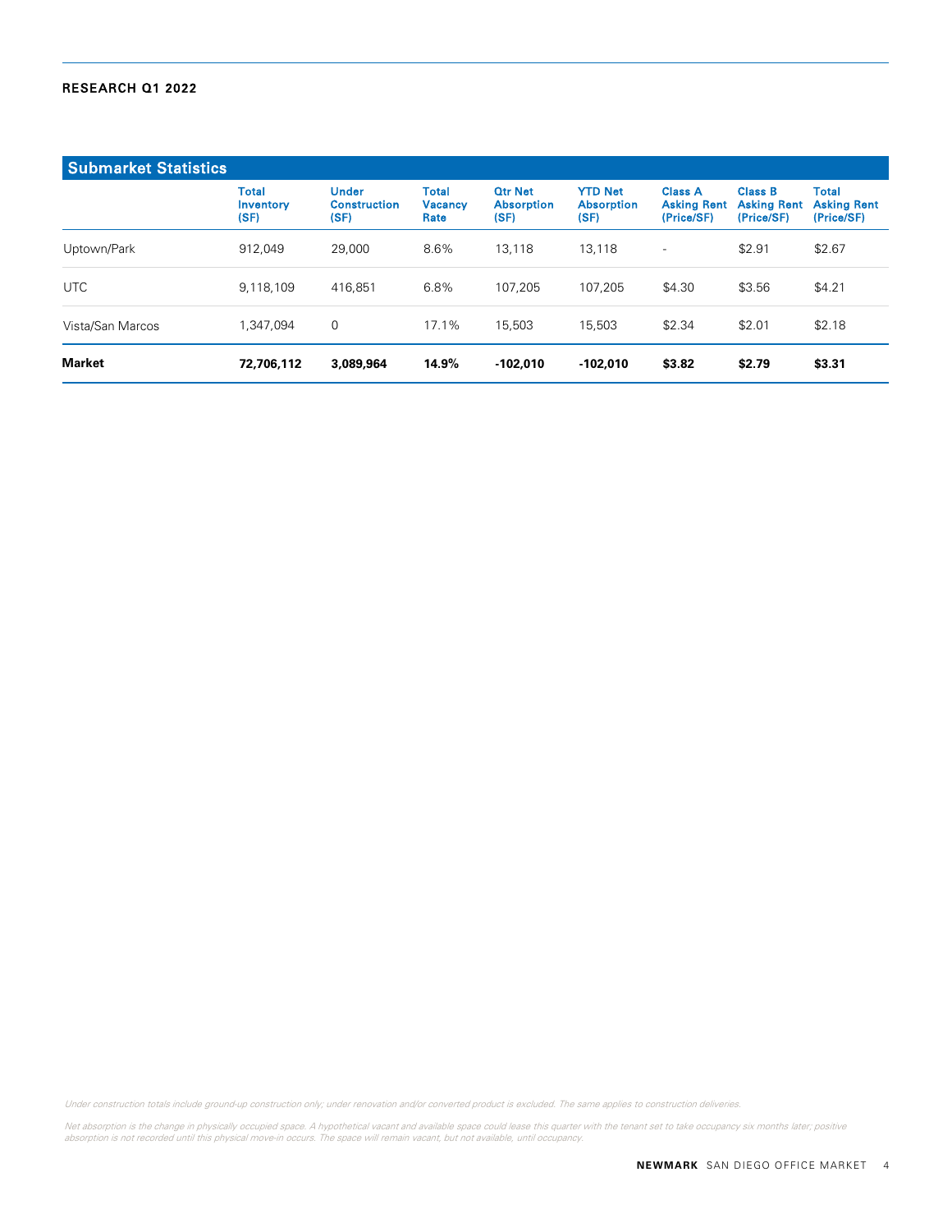## Submarket Statistics

| | Total Inventory (SF) | Under Construction (SF) | Total Vacancy Rate | Qtr Net Absorption (SF) | YTD Net Absorption (SF) | Class A Asking Rent (Price/SF) | Class B Asking Rent (Price/SF) | Total Asking Rent (Price/SF) |
|---|---|---|---|---|---|---|---|---|
| Uptown/Park | 912,049 | 29,000 | 8.6% | 13,118 | 13,118 | - | $2.91 | $2.67 |
| UTC | 9,118,109 | 416,851 | 6.8% | 107,205 | 107,205 | $4.30 | $3.56 | $4.21 |
| Vista/San Marcos | 1,347,094 | 0 | 17.1% | 15,503 | 15,503 | $2.34 | $2.01 | $2.18 |
| **Market** | **72,706,112** | **3,089,964** | **14.9%** | **-102,010** | **-102,010** | **$3.82** | **$2.79** | **$3.31** |

*Under construction totals include ground-up construction only; under renovation and/or converted product is excluded. The same applies to construction deliveries.*

*Net absorption is the change in physically occupied space. A hypothetical vacant and available space could lease this quarter with the tenant set to take occupancy six months later; positive absorption is not recorded until this physical move-in occurs. The space will remain vacant, but not available, until occupancy.*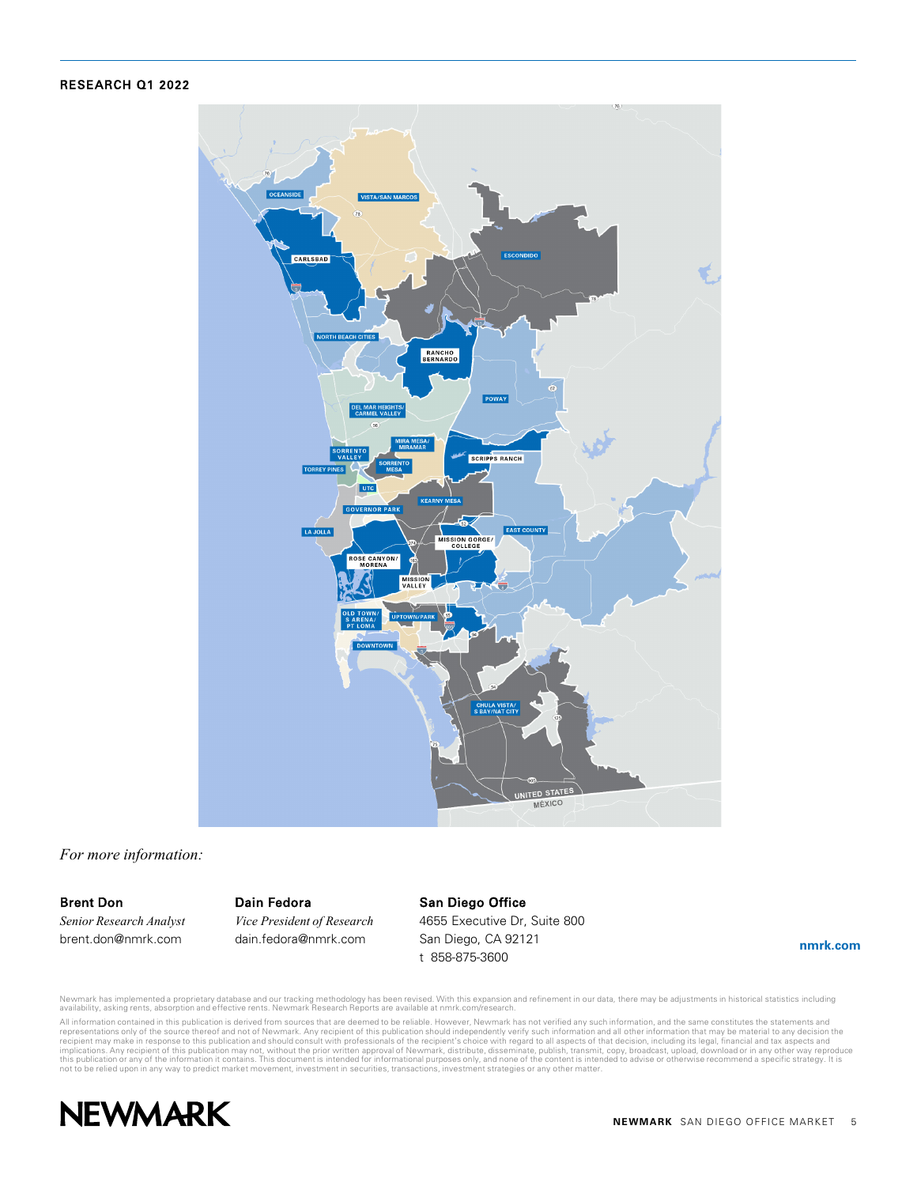RESEARCH Q1 2022

OCEANSIDE
VISTA/SAN MARCOS
CARLSBAD
ESCONDIDO
NORTH BEACH CITIES
RANCHO BERNARDO
POWAY
DEL MAR HEIGHTS/ CARMEL VALLEY
MIRA MESA/ MIRAMAR
SORRENTO VALLEY
SORRENTO MESA
SCRIPPS RANCH
TORREY PINES
UTC
KEARNY MESA
GOVERNOR PARK
EAST COUNTY
LA JOLLA
MISSION GORGE/ COLLEGE
ROSE CANYON/ MORENA
MISSION VALLEY
OLD TOWN/ S ARENA/ PT LOMA
UPTOWN/PARK
DOWNTOWN
CHULA VISTA/ S BAY/NAT CITY
UNITED STATES
MÉXICO

*For more information:*

**Brent Don**
*Senior Research Analyst*
brent.don@nmrk.com

**Dain Fedora**
*Vice President of Research*
dain.fedora@nmrk.com

**San Diego Office**
4655 Executive Dr, Suite 800
San Diego, CA 92121
t 858-875-3600

**nmrk.com**

Newmark has implemented a proprietary database and our tracking methodology has been revised. With this expansion and refinement in our data, there may be adjustments in historical statistics including availability, asking rents, absorption and effective rents. Newmark Research Reports are available at nmrk.com/research.

All information contained in this publication is derived from sources that are deemed to be reliable. However, Newmark has not verified any such information, and the same constitutes the statements and representations only of the source thereof and not of Newmark. Any recipient of this publication should independently verify such information and all other information that may be material to any decision the recipient may make in response to this publication and should consult with professionals of the recipient's choice with regard to all aspects of that decision, including its legal, financial and tax aspects and implications. Any recipient of this publication may not, without the prior written approval of Newmark, distribute, disseminate, publish, transmit, copy, broadcast, upload, download or in any other way reproduce this publication or any of the information it contains. This document is intended for informational purposes only, and none of the content is intended to advise or otherwise recommend a specific strategy. It is not to be relied upon in any way to predict market movement, investment in securities, transactions, investment strategies or any other matter.

NEWMARK